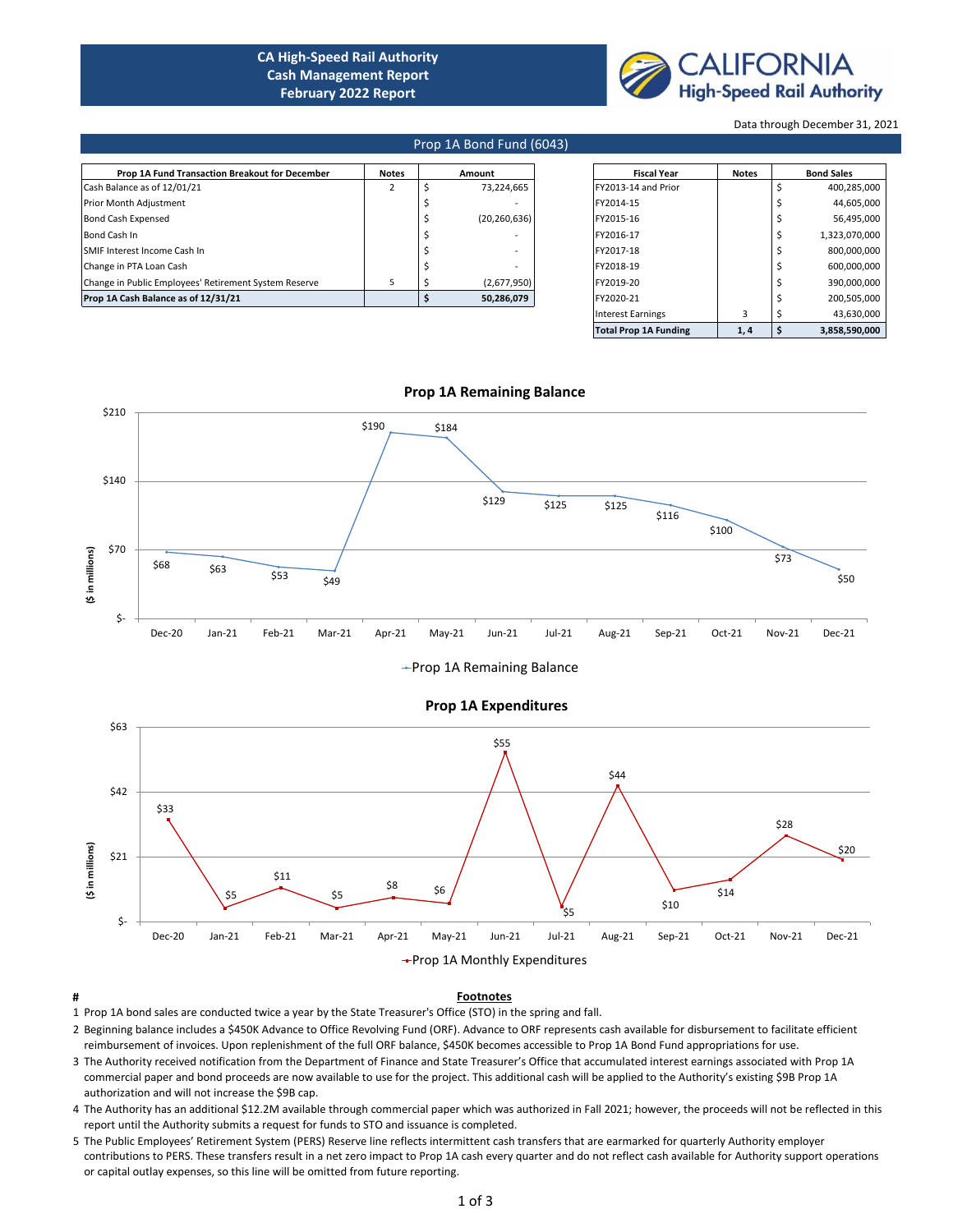# CA High-Speed Rail Authority
# Cash Management Report
# February 2022 Report

CALIFORNIA High-Speed Rail Authority

Data through December 31, 2021

## Prop 1A Bond Fund (6043)

| Prop 1A Fund Transaction Breakout for December | Notes | Amount |
|---|---|---|
| Cash Balance as of 12/01/21 | 2 | $ 73,224,665 |
| Prior Month Adjustment | | $ - |
| Bond Cash Expensed | | $ (20,260,636) |
| Bond Cash In | | $ - |
| SMIF Interest Income Cash In | | $ - |
| Change in PTA Loan Cash | | $ - |
| Change in Public Employees' Retirement System Reserve | 5 | $ (2,677,950) |
| **Prop 1A Cash Balance as of 12/31/21** | | **$ 50,286,079** |

| Fiscal Year | Notes | Bond Sales |
|---|---|---|
| FY2013-14 and Prior | | $ 400,285,000 |
| FY2014-15 | | $ 44,605,000 |
| FY2015-16 | | $ 56,495,000 |
| FY2016-17 | | $ 1,323,070,000 |
| FY2017-18 | | $ 800,000,000 |
| FY2018-19 | | $ 600,000,000 |
| FY2019-20 | | $ 390,000,000 |
| FY2020-21 | | $ 200,505,000 |
| Interest Earnings | 3 | $ 43,630,000 |
| **Total Prop 1A Funding** | **1, 4** | **$ 3,858,590,000** |

### Prop 1A Remaining Balance

($ in millions)

$210
$140
$70
$-

Dec-20 Jan-21 Feb-21 Mar-21 Apr-21 May-21 Jun-21 Jul-21 Aug-21 Sep-21 Oct-21 Nov-21 Dec-21

$68 $63 $53 $49 $190 $184 $129 $125 $125 $116 $100 $73 $50

Prop 1A Remaining Balance

### Prop 1A Expenditures

($ in millions)

$63
$42
$21
$-

Dec-20 Jan-21 Feb-21 Mar-21 Apr-21 May-21 Jun-21 Jul-21 Aug-21 Sep-21 Oct-21 Nov-21 Dec-21

$33 $5 $11 $5 $8 $6 $55 $5 $44 $10 $14 $28 $20

Prop 1A Monthly Expenditures

## Footnotes

| # | Footnotes |
|---|---|
| 1 | Prop 1A bond sales are conducted twice a year by the State Treasurer's Office (STO) in the spring and fall. |
| 2 | Beginning balance includes a $450K Advance to Office Revolving Fund (ORF). Advance to ORF represents cash available for disbursement to facilitate efficient reimbursement of invoices. Upon replenishment of the full ORF balance, $450K becomes accessible to Prop 1A Bond Fund appropriations for use. |
| 3 | The Authority received notification from the Department of Finance and State Treasurer's Office that accumulated interest earnings associated with Prop 1A commercial paper and bond proceeds are now available to use for the project. This additional cash will be applied to the Authority's existing $9B Prop 1A authorization and will not increase the $9B cap. |
| 4 | The Authority has an additional $12.2M available through commercial paper which was authorized in Fall 2021; however, the proceeds will not be reflected in this report until the Authority submits a request for funds to STO and issuance is completed. |
| 5 | The Public Employees' Retirement System (PERS) Reserve line reflects intermittent cash transfers that are earmarked for quarterly Authority employer contributions to PERS. These transfers result in a net zero impact to Prop 1A cash every quarter and do not reflect cash available for Authority support operations or capital outlay expenses, so this line will be omitted from future reporting. |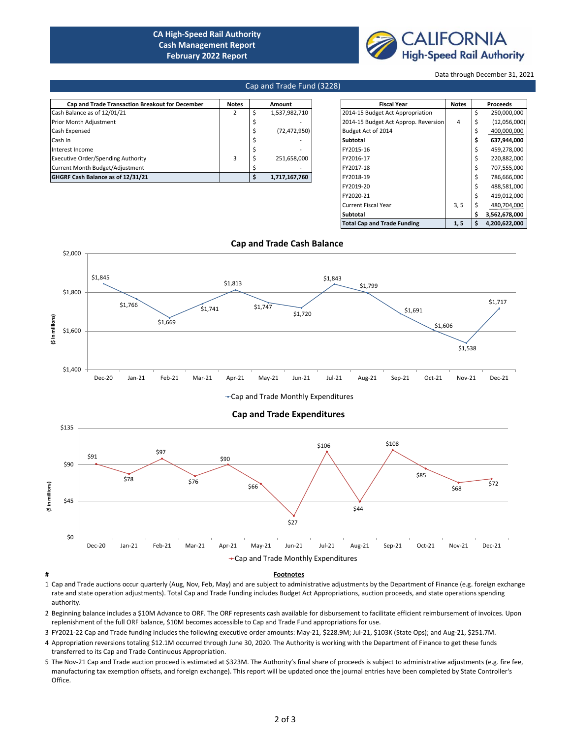# CA High-Speed Rail Authority
# Cash Management Report
# February 2022 Report

CALIFORNIA High-Speed Rail Authority

Data through December 31, 2021

## Cap and Trade Fund (3228)

| Cap and Trade Transaction Breakout for December | Notes | Amount |
|---|---|---|
| Cash Balance as of 12/01/21 | 2 | $ 1,537,982,710 |
| Prior Month Adjustment | | $ - |
| Cash Expensed | | $ (72,472,950) |
| Cash In | | $ - |
| Interest Income | | $ - |
| Executive Order/Spending Authority | 3 | $ 251,658,000 |
| Current Month Budget/Adjustment | | $ - |
| **GHGRF Cash Balance as of 12/31/21** | | **$ 1,717,167,760** |

| Fiscal Year | Notes | Proceeds |
|---|---|---|
| 2014-15 Budget Act Appropriation | | $ 250,000,000 |
| 2014-15 Budget Act Approp. Reversion | 4 | $ (12,056,000) |
| Budget Act of 2014 | | $ 400,000,000 |
| **Subtotal** | | **$ 637,944,000** |
| FY2015-16 | | $ 459,278,000 |
| FY2016-17 | | $ 220,882,000 |
| FY2017-18 | | $ 707,555,000 |
| FY2018-19 | | $ 786,666,000 |
| FY2019-20 | | $ 488,581,000 |
| FY2020-21 | | $ 419,012,000 |
| Current Fiscal Year | 3, 5 | $ 480,704,000 |
| **Subtotal** | | **$ 3,562,678,000** |
| **Total Cap and Trade Funding** | **1, 5** | **$ 4,200,622,000** |

### Cap and Trade Cash Balance

($ in millions)

$2,000
$1,800
$1,600
$1,400

$1,845 $1,766 $1,669 $1,741 $1,813 $1,747 $1,720 $1,843 $1,799 $1,691 $1,606 $1,538 $1,717

Dec-20 Jan-21 Feb-21 Mar-21 Apr-21 May-21 Jun-21 Jul-21 Aug-21 Sep-21 Oct-21 Nov-21 Dec-21

Cap and Trade Monthly Expenditures

### Cap and Trade Expenditures

($ in millions)

$135
$90
$45
$0

$91 $78 $97 $76 $90 $66 $27 $106 $44 $108 $85 $68 $72

Dec-20 Jan-21 Feb-21 Mar-21 Apr-21 May-21 Jun-21 Jul-21 Aug-21 Sep-21 Oct-21 Nov-21 Dec-21

Cap and Trade Monthly Expenditures

| # | Footnotes |
|---|---|
| 1 | Cap and Trade auctions occur quarterly (Aug, Nov, Feb, May) and are subject to administrative adjustments by the Department of Finance (e.g. foreign exchange rate and state operation adjustments). Total Cap and Trade Funding includes Budget Act Appropriations, auction proceeds, and state operations spending authority. |
| 2 | Beginning balance includes a $10M Advance to ORF. The ORF represents cash available for disbursement to facilitate efficient reimbursement of invoices. Upon replenishment of the full ORF balance, $10M becomes accessible to Cap and Trade Fund appropriations for use. |
| 3 | FY2021-22 Cap and Trade funding includes the following executive order amounts: May-21, $228.9M; Jul-21, $103K (State Ops); and Aug-21, $251.7M. |
| 4 | Appropriation reversions totaling $12.1M occurred through June 30, 2020. The Authority is working with the Department of Finance to get these funds transferred to its Cap and Trade Continuous Appropriation. |
| 5 | The Nov-21 Cap and Trade auction proceed is estimated at $323M. The Authority's final share of proceeds is subject to administrative adjustments (e.g. fire fee, manufacturing tax exemption offsets, and foreign exchange). This report will be updated once the journal entries have been completed by State Controller's Office. |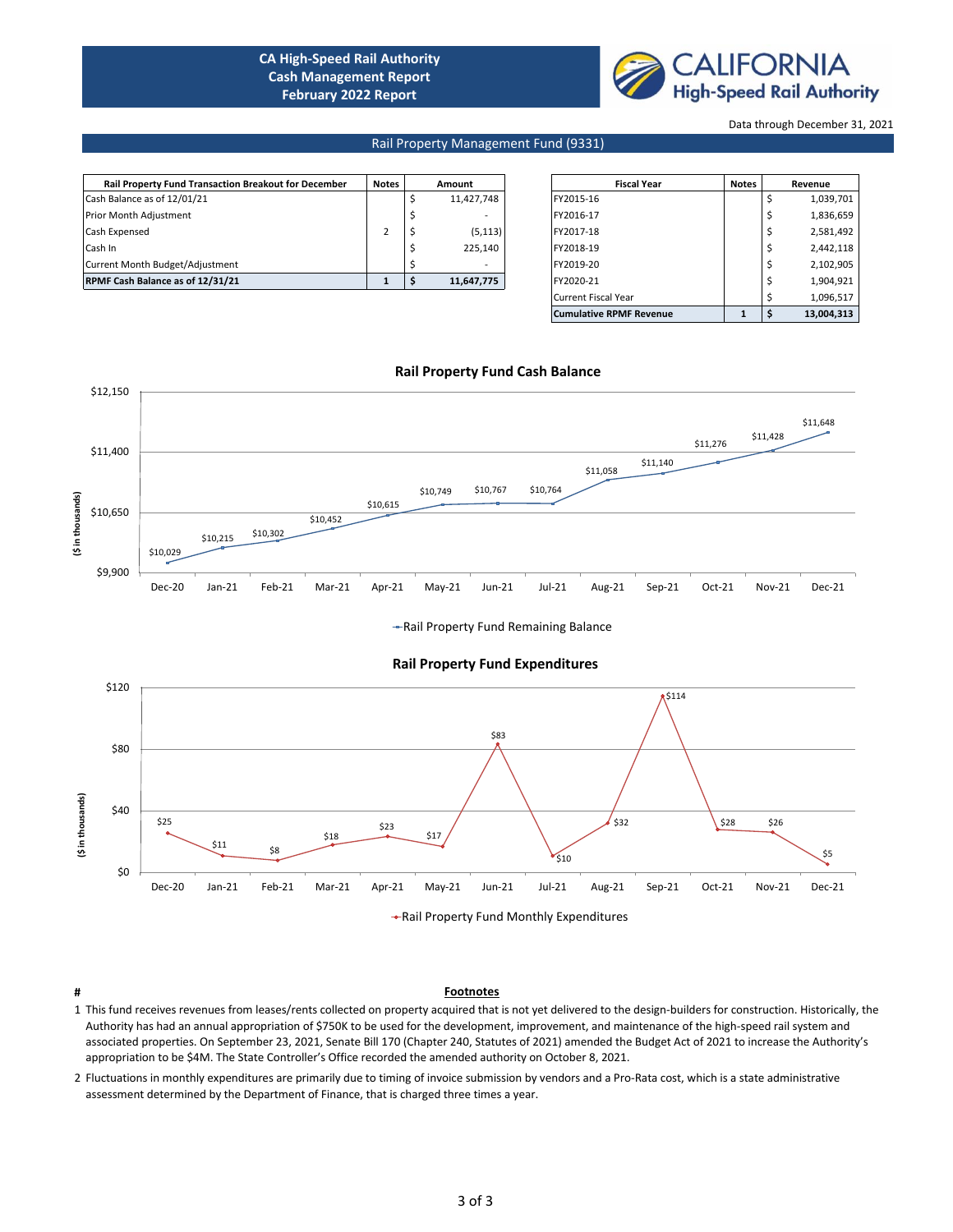**CA High-Speed Rail Authority**
**Cash Management Report**
**February 2022 Report**

CALIFORNIA High-Speed Rail Authority

Data through December 31, 2021

## Rail Property Management Fund (9331)

| Rail Property Fund Transaction Breakout for December | Notes | Amount |
|---|---|---|
| Cash Balance as of 12/01/21 | | $ 11,427,748 |
| Prior Month Adjustment | | $ - |
| Cash Expensed | 2 | $ (5,113) |
| Cash In | | $ 225,140 |
| Current Month Budget/Adjustment | | $ - |
| **RPMF Cash Balance as of 12/31/21** | **1** | **$ 11,647,775** |

| Fiscal Year | Notes | Revenue |
|---|---|---|
| FY2015-16 | | $ 1,039,701 |
| FY2016-17 | | $ 1,836,659 |
| FY2017-18 | | $ 2,581,492 |
| FY2018-19 | | $ 2,442,118 |
| FY2019-20 | | $ 2,102,905 |
| FY2020-21 | | $ 1,904,921 |
| Current Fiscal Year | | $ 1,096,517 |
| **Cumulative RPMF Revenue** | **1** | **$ 13,004,313** |

**Rail Property Fund Cash Balance**

($ in thousands)

$12,150
$11,400
$10,650
$9,900

$10,029 $10,215 $10,302 $10,452 $10,615 $10,749 $10,767 $10,764 $11,058 $11,140 $11,276 $11,428 $11,648

Dec-20 Jan-21 Feb-21 Mar-21 Apr-21 May-21 Jun-21 Jul-21 Aug-21 Sep-21 Oct-21 Nov-21 Dec-21

Rail Property Fund Remaining Balance

**Rail Property Fund Expenditures**

($ in thousands)

$120
$80
$40
$0

$25 $11 $8 $18 $23 $17 $83 $10 $32 $114 $28 $26 $5

Dec-20 Jan-21 Feb-21 Mar-21 Apr-21 May-21 Jun-21 Jul-21 Aug-21 Sep-21 Oct-21 Nov-21 Dec-21

Rail Property Fund Monthly Expenditures

**Footnotes**

1. This fund receives revenues from leases/rents collected on property acquired that is not yet delivered to the design-builders for construction. Historically, the Authority has had an annual appropriation of $750K to be used for the development, improvement, and maintenance of the high-speed rail system and associated properties. On September 23, 2021, Senate Bill 170 (Chapter 240, Statutes of 2021) amended the Budget Act of 2021 to increase the Authority's appropriation to be $4M. The State Controller's Office recorded the amended authority on October 8, 2021.
2. Fluctuations in monthly expenditures are primarily due to timing of invoice submission by vendors and a Pro-Rata cost, which is a state administrative assessment determined by the Department of Finance, that is charged three times a year.